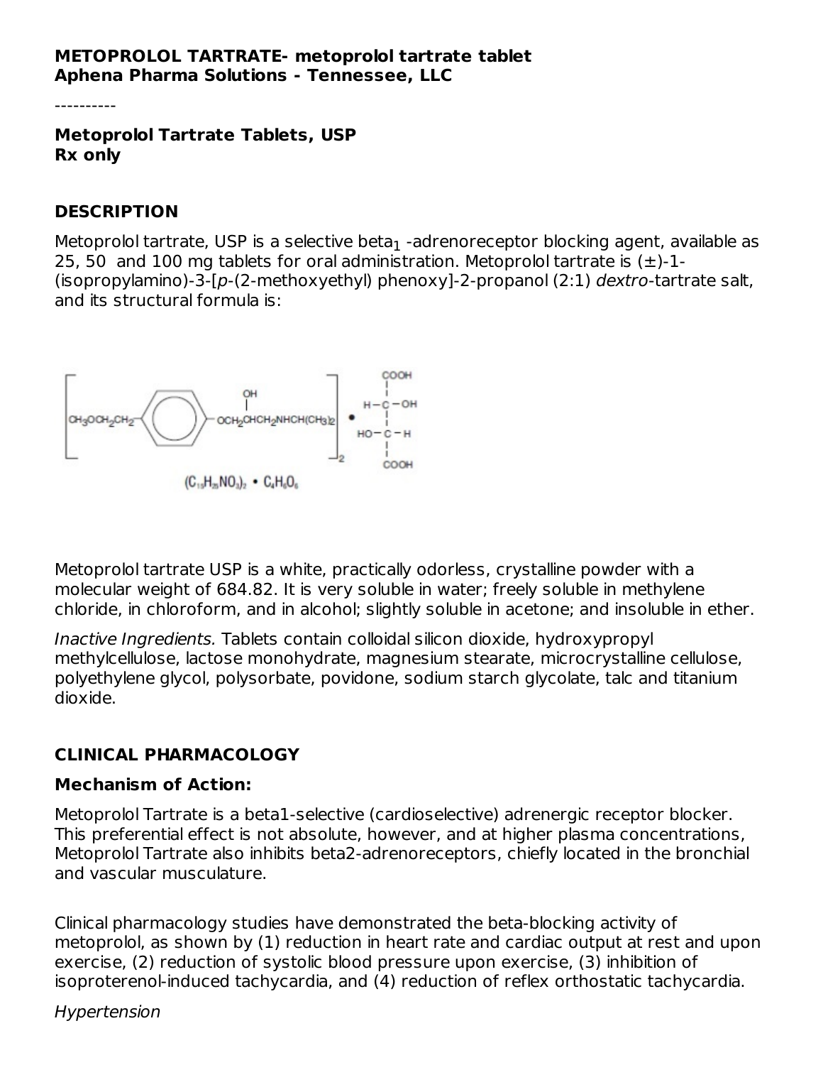**METOPROLOL TARTRATE- metoprolol tartrate tablet**
**Aphena Pharma Solutions - Tennessee, LLC**

----------

**Metoprolol Tartrate Tablets, USP**
**Rx only**

## DESCRIPTION

Metoprolol tartrate, USP is a selective beta$_1$ -adrenoreceptor blocking agent, available as 25, 50 and 100 mg tablets for oral administration. Metoprolol tartrate is (±)-1-(isopropylamino)-3-[*p*-(2-methoxyethyl) phenoxy]-2-propanol (2:1) *dextro*-tartrate salt, and its structural formula is:

$(C_{15}H_{25}NO_3)_2 \cdot C_4H_6O_6$

Metoprolol tartrate USP is a white, practically odorless, crystalline powder with a molecular weight of 684.82. It is very soluble in water; freely soluble in methylene chloride, in chloroform, and in alcohol; slightly soluble in acetone; and insoluble in ether.

*Inactive Ingredients.* Tablets contain colloidal silicon dioxide, hydroxypropyl methylcellulose, lactose monohydrate, magnesium stearate, microcrystalline cellulose, polyethylene glycol, polysorbate, povidone, sodium starch glycolate, talc and titanium dioxide.

## CLINICAL PHARMACOLOGY

### Mechanism of Action:

Metoprolol Tartrate is a beta1-selective (cardioselective) adrenergic receptor blocker. This preferential effect is not absolute, however, and at higher plasma concentrations, Metoprolol Tartrate also inhibits beta2-adrenoreceptors, chiefly located in the bronchial and vascular musculature.

Clinical pharmacology studies have demonstrated the beta-blocking activity of metoprolol, as shown by (1) reduction in heart rate and cardiac output at rest and upon exercise, (2) reduction of systolic blood pressure upon exercise, (3) inhibition of isoproterenol-induced tachycardia, and (4) reduction of reflex orthostatic tachycardia.

*Hypertension*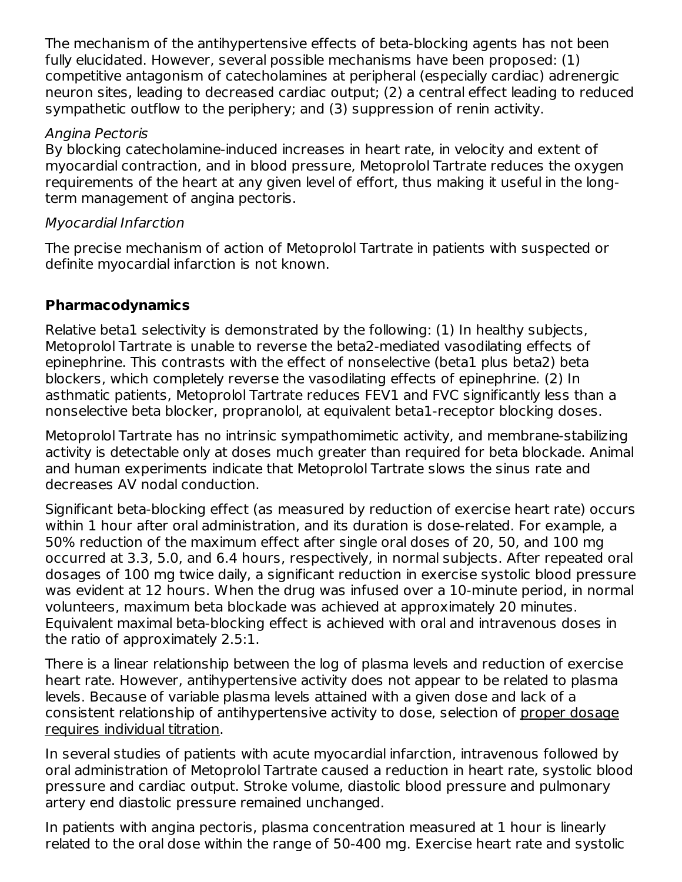The mechanism of the antihypertensive effects of beta-blocking agents has not been fully elucidated. However, several possible mechanisms have been proposed: (1) competitive antagonism of catecholamines at peripheral (especially cardiac) adrenergic neuron sites, leading to decreased cardiac output; (2) a central effect leading to reduced sympathetic outflow to the periphery; and (3) suppression of renin activity.

*Angina Pectoris*

By blocking catecholamine-induced increases in heart rate, in velocity and extent of myocardial contraction, and in blood pressure, Metoprolol Tartrate reduces the oxygen requirements of the heart at any given level of effort, thus making it useful in the long-term management of angina pectoris.

*Myocardial Infarction*

The precise mechanism of action of Metoprolol Tartrate in patients with suspected or definite myocardial infarction is not known.

## Pharmacodynamics

Relative beta1 selectivity is demonstrated by the following: (1) In healthy subjects, Metoprolol Tartrate is unable to reverse the beta2-mediated vasodilating effects of epinephrine. This contrasts with the effect of nonselective (beta1 plus beta2) beta blockers, which completely reverse the vasodilating effects of epinephrine. (2) In asthmatic patients, Metoprolol Tartrate reduces FEV1 and FVC significantly less than a nonselective beta blocker, propranolol, at equivalent beta1-receptor blocking doses.

Metoprolol Tartrate has no intrinsic sympathomimetic activity, and membrane-stabilizing activity is detectable only at doses much greater than required for beta blockade. Animal and human experiments indicate that Metoprolol Tartrate slows the sinus rate and decreases AV nodal conduction.

Significant beta-blocking effect (as measured by reduction of exercise heart rate) occurs within 1 hour after oral administration, and its duration is dose-related. For example, a 50% reduction of the maximum effect after single oral doses of 20, 50, and 100 mg occurred at 3.3, 5.0, and 6.4 hours, respectively, in normal subjects. After repeated oral dosages of 100 mg twice daily, a significant reduction in exercise systolic blood pressure was evident at 12 hours. When the drug was infused over a 10-minute period, in normal volunteers, maximum beta blockade was achieved at approximately 20 minutes. Equivalent maximal beta-blocking effect is achieved with oral and intravenous doses in the ratio of approximately 2.5:1.

There is a linear relationship between the log of plasma levels and reduction of exercise heart rate. However, antihypertensive activity does not appear to be related to plasma levels. Because of variable plasma levels attained with a given dose and lack of a consistent relationship of antihypertensive activity to dose, selection of proper dosage requires individual titration.

In several studies of patients with acute myocardial infarction, intravenous followed by oral administration of Metoprolol Tartrate caused a reduction in heart rate, systolic blood pressure and cardiac output. Stroke volume, diastolic blood pressure and pulmonary artery end diastolic pressure remained unchanged.

In patients with angina pectoris, plasma concentration measured at 1 hour is linearly related to the oral dose within the range of 50-400 mg. Exercise heart rate and systolic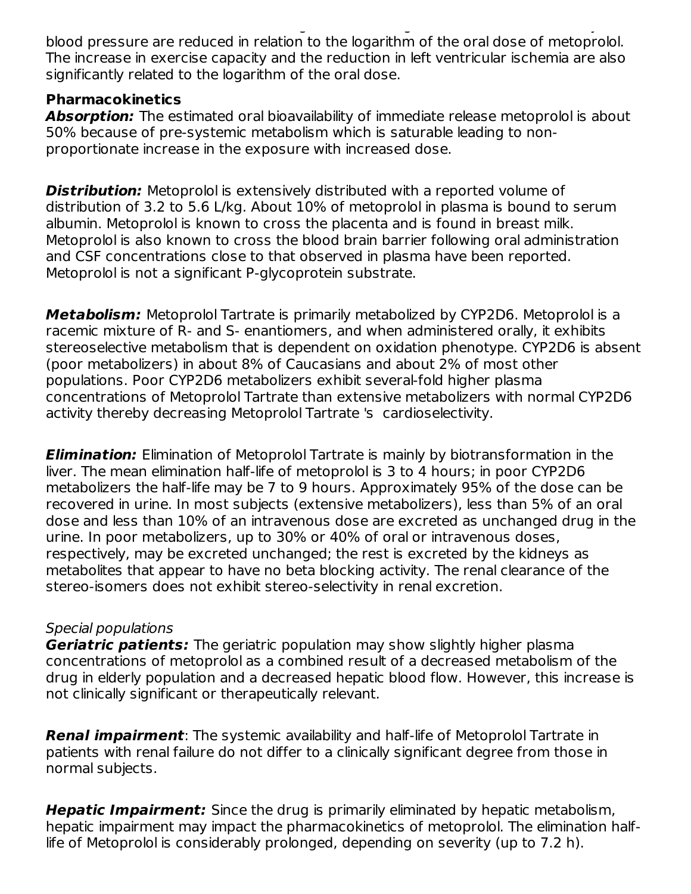blood pressure are reduced in relation to the logarithm of the oral dose of metoprolol. The increase in exercise capacity and the reduction in left ventricular ischemia are also significantly related to the logarithm of the oral dose.

### Pharmacokinetics

***Absorption:*** The estimated oral bioavailability of immediate release metoprolol is about 50% because of pre-systemic metabolism which is saturable leading to non-proportionate increase in the exposure with increased dose.

***Distribution:*** Metoprolol is extensively distributed with a reported volume of distribution of 3.2 to 5.6 L/kg. About 10% of metoprolol in plasma is bound to serum albumin. Metoprolol is known to cross the placenta and is found in breast milk. Metoprolol is also known to cross the blood brain barrier following oral administration and CSF concentrations close to that observed in plasma have been reported. Metoprolol is not a significant P-glycoprotein substrate.

***Metabolism:*** Metoprolol Tartrate is primarily metabolized by CYP2D6. Metoprolol is a racemic mixture of R- and S- enantiomers, and when administered orally, it exhibits stereoselective metabolism that is dependent on oxidation phenotype. CYP2D6 is absent (poor metabolizers) in about 8% of Caucasians and about 2% of most other populations. Poor CYP2D6 metabolizers exhibit several-fold higher plasma concentrations of Metoprolol Tartrate than extensive metabolizers with normal CYP2D6 activity thereby decreasing Metoprolol Tartrate 's cardioselectivity.

***Elimination:*** Elimination of Metoprolol Tartrate is mainly by biotransformation in the liver. The mean elimination half-life of metoprolol is 3 to 4 hours; in poor CYP2D6 metabolizers the half-life may be 7 to 9 hours. Approximately 95% of the dose can be recovered in urine. In most subjects (extensive metabolizers), less than 5% of an oral dose and less than 10% of an intravenous dose are excreted as unchanged drug in the urine. In poor metabolizers, up to 30% or 40% of oral or intravenous doses, respectively, may be excreted unchanged; the rest is excreted by the kidneys as metabolites that appear to have no beta blocking activity. The renal clearance of the stereo-isomers does not exhibit stereo-selectivity in renal excretion.

*Special populations*

***Geriatric patients:*** The geriatric population may show slightly higher plasma concentrations of metoprolol as a combined result of a decreased metabolism of the drug in elderly population and a decreased hepatic blood flow. However, this increase is not clinically significant or therapeutically relevant.

***Renal impairment***: The systemic availability and half-life of Metoprolol Tartrate in patients with renal failure do not differ to a clinically significant degree from those in normal subjects.

***Hepatic Impairment:*** Since the drug is primarily eliminated by hepatic metabolism, hepatic impairment may impact the pharmacokinetics of metoprolol. The elimination half-life of Metoprolol is considerably prolonged, depending on severity (up to 7.2 h).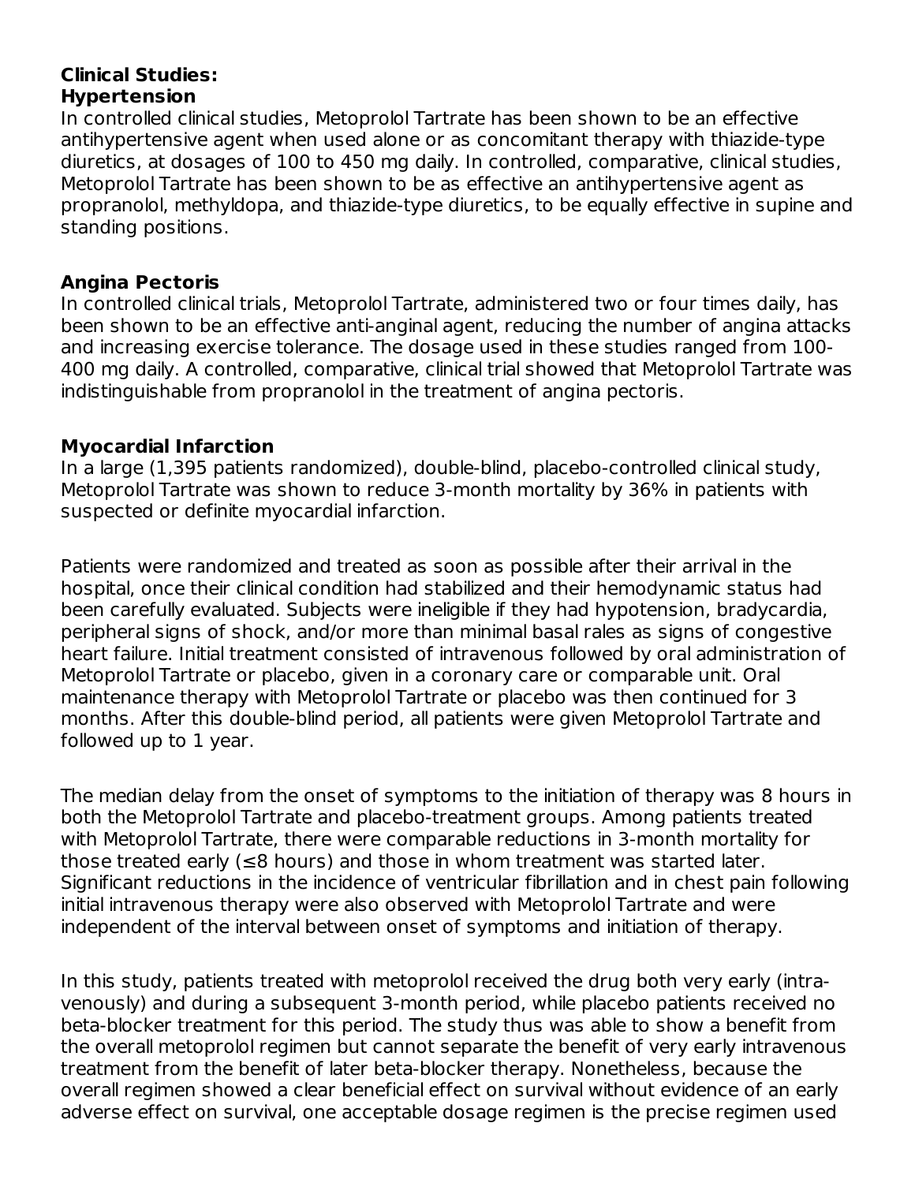**Clinical Studies:**

**Hypertension**

In controlled clinical studies, Metoprolol Tartrate has been shown to be an effective antihypertensive agent when used alone or as concomitant therapy with thiazide-type diuretics, at dosages of 100 to 450 mg daily. In controlled, comparative, clinical studies, Metoprolol Tartrate has been shown to be as effective an antihypertensive agent as propranolol, methyldopa, and thiazide-type diuretics, to be equally effective in supine and standing positions.

**Angina Pectoris**

In controlled clinical trials, Metoprolol Tartrate, administered two or four times daily, has been shown to be an effective anti-anginal agent, reducing the number of angina attacks and increasing exercise tolerance. The dosage used in these studies ranged from 100-400 mg daily. A controlled, comparative, clinical trial showed that Metoprolol Tartrate was indistinguishable from propranolol in the treatment of angina pectoris.

**Myocardial Infarction**

In a large (1,395 patients randomized), double-blind, placebo-controlled clinical study, Metoprolol Tartrate was shown to reduce 3-month mortality by 36% in patients with suspected or definite myocardial infarction.

Patients were randomized and treated as soon as possible after their arrival in the hospital, once their clinical condition had stabilized and their hemodynamic status had been carefully evaluated. Subjects were ineligible if they had hypotension, bradycardia, peripheral signs of shock, and/or more than minimal basal rales as signs of congestive heart failure. Initial treatment consisted of intravenous followed by oral administration of Metoprolol Tartrate or placebo, given in a coronary care or comparable unit. Oral maintenance therapy with Metoprolol Tartrate or placebo was then continued for 3 months. After this double-blind period, all patients were given Metoprolol Tartrate and followed up to 1 year.

The median delay from the onset of symptoms to the initiation of therapy was 8 hours in both the Metoprolol Tartrate and placebo-treatment groups. Among patients treated with Metoprolol Tartrate, there were comparable reductions in 3-month mortality for those treated early (≤8 hours) and those in whom treatment was started later. Significant reductions in the incidence of ventricular fibrillation and in chest pain following initial intravenous therapy were also observed with Metoprolol Tartrate and were independent of the interval between onset of symptoms and initiation of therapy.

In this study, patients treated with metoprolol received the drug both very early (intravenously) and during a subsequent 3-month period, while placebo patients received no beta-blocker treatment for this period. The study thus was able to show a benefit from the overall metoprolol regimen but cannot separate the benefit of very early intravenous treatment from the benefit of later beta-blocker therapy. Nonetheless, because the overall regimen showed a clear beneficial effect on survival without evidence of an early adverse effect on survival, one acceptable dosage regimen is the precise regimen used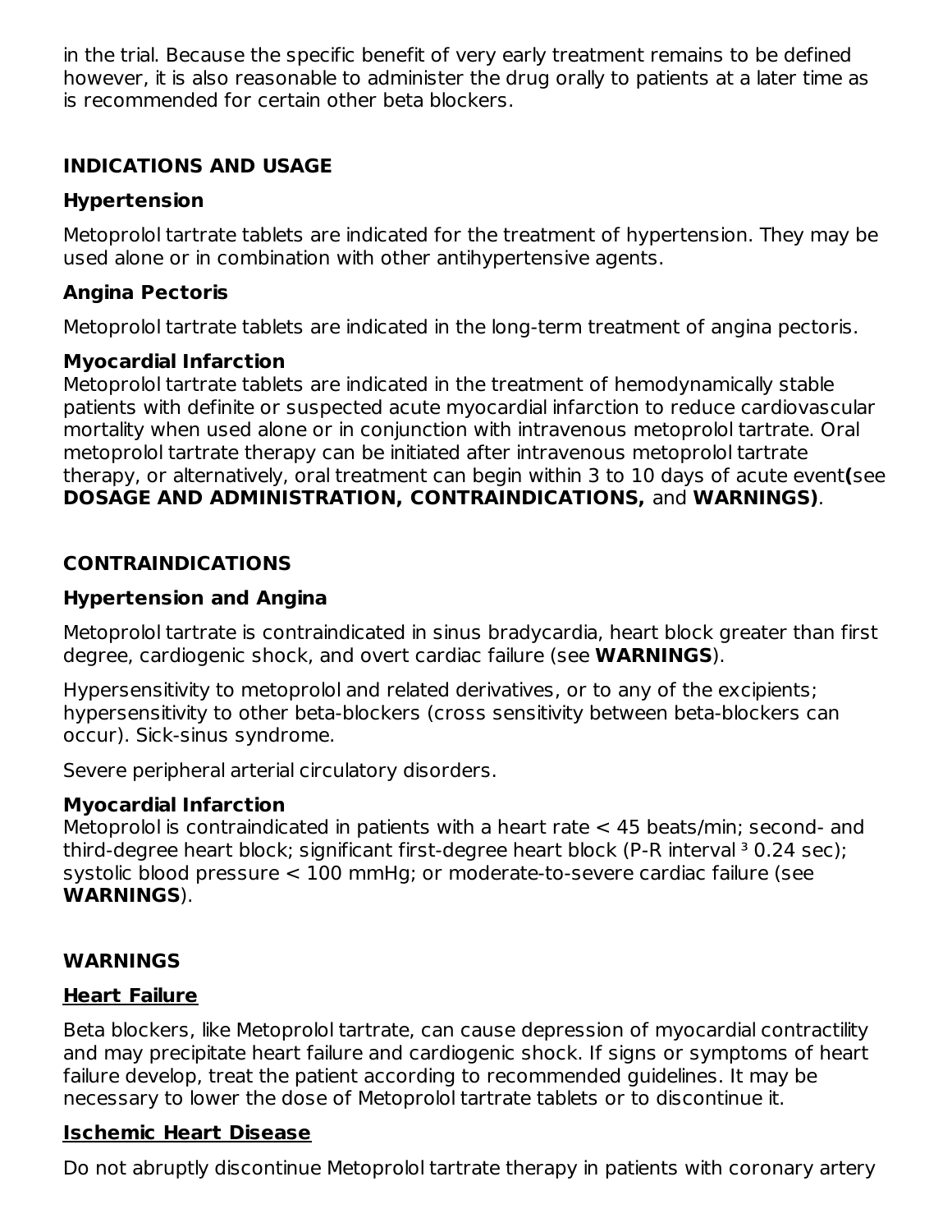in the trial. Because the specific benefit of very early treatment remains to be defined however, it is also reasonable to administer the drug orally to patients at a later time as is recommended for certain other beta blockers.

## INDICATIONS AND USAGE

### Hypertension

Metoprolol tartrate tablets are indicated for the treatment of hypertension. They may be used alone or in combination with other antihypertensive agents.

### Angina Pectoris

Metoprolol tartrate tablets are indicated in the long-term treatment of angina pectoris.

### Myocardial Infarction

Metoprolol tartrate tablets are indicated in the treatment of hemodynamically stable patients with definite or suspected acute myocardial infarction to reduce cardiovascular mortality when used alone or in conjunction with intravenous metoprolol tartrate. Oral metoprolol tartrate therapy can be initiated after intravenous metoprolol tartrate therapy, or alternatively, oral treatment can begin within 3 to 10 days of acute event**(**see **DOSAGE AND ADMINISTRATION, CONTRAINDICATIONS,** and **WARNINGS)**.

## CONTRAINDICATIONS

### Hypertension and Angina

Metoprolol tartrate is contraindicated in sinus bradycardia, heart block greater than first degree, cardiogenic shock, and overt cardiac failure (see **WARNINGS**).

Hypersensitivity to metoprolol and related derivatives, or to any of the excipients; hypersensitivity to other beta-blockers (cross sensitivity between beta-blockers can occur). Sick-sinus syndrome.

Severe peripheral arterial circulatory disorders.

### Myocardial Infarction

Metoprolol is contraindicated in patients with a heart rate < 45 beats/min; second- and third-degree heart block; significant first-degree heart block (P-R interval ³ 0.24 sec); systolic blood pressure < 100 mmHg; or moderate-to-severe cardiac failure (see **WARNINGS**).

## WARNINGS

### Heart Failure

Beta blockers, like Metoprolol tartrate, can cause depression of myocardial contractility and may precipitate heart failure and cardiogenic shock. If signs or symptoms of heart failure develop, treat the patient according to recommended guidelines. It may be necessary to lower the dose of Metoprolol tartrate tablets or to discontinue it.

### Ischemic Heart Disease

Do not abruptly discontinue Metoprolol tartrate therapy in patients with coronary artery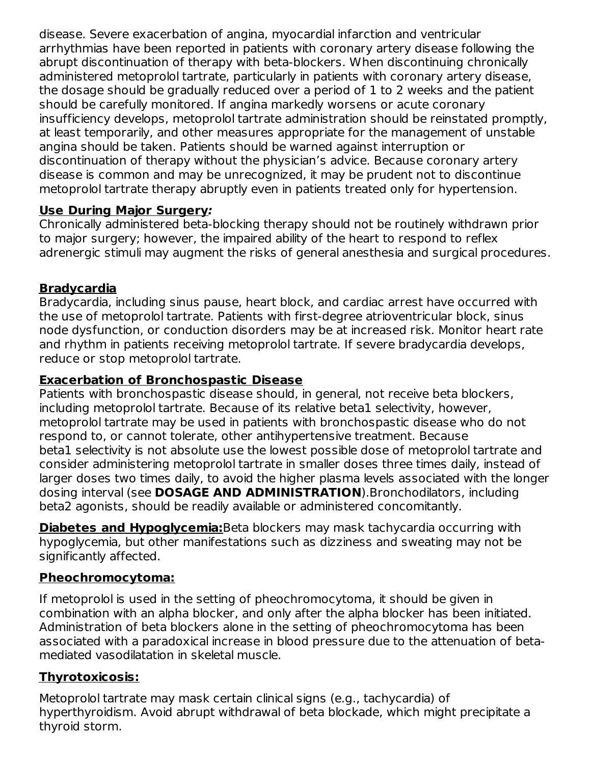disease. Severe exacerbation of angina, myocardial infarction and ventricular arrhythmias have been reported in patients with coronary artery disease following the abrupt discontinuation of therapy with beta-blockers. When discontinuing chronically administered metoprolol tartrate, particularly in patients with coronary artery disease, the dosage should be gradually reduced over a period of 1 to 2 weeks and the patient should be carefully monitored. If angina markedly worsens or acute coronary insufficiency develops, metoprolol tartrate administration should be reinstated promptly, at least temporarily, and other measures appropriate for the management of unstable angina should be taken. Patients should be warned against interruption or discontinuation of therapy without the physician's advice. Because coronary artery disease is common and may be unrecognized, it may be prudent not to discontinue metoprolol tartrate therapy abruptly even in patients treated only for hypertension.

**Use During Major Surgery*:***

Chronically administered beta-blocking therapy should not be routinely withdrawn prior to major surgery; however, the impaired ability of the heart to respond to reflex adrenergic stimuli may augment the risks of general anesthesia and surgical procedures.

**Bradycardia**

Bradycardia, including sinus pause, heart block, and cardiac arrest have occurred with the use of metoprolol tartrate. Patients with first-degree atrioventricular block, sinus node dysfunction, or conduction disorders may be at increased risk. Monitor heart rate and rhythm in patients receiving metoprolol tartrate. If severe bradycardia develops, reduce or stop metoprolol tartrate.

**Exacerbation of Bronchospastic Disease**

Patients with bronchospastic disease should, in general, not receive beta blockers, including metoprolol tartrate. Because of its relative beta1 selectivity, however, metoprolol tartrate may be used in patients with bronchospastic disease who do not respond to, or cannot tolerate, other antihypertensive treatment. Because beta1 selectivity is not absolute use the lowest possible dose of metoprolol tartrate and consider administering metoprolol tartrate in smaller doses three times daily, instead of larger doses two times daily, to avoid the higher plasma levels associated with the longer dosing interval (see **DOSAGE AND ADMINISTRATION**).Bronchodilators, including beta2 agonists, should be readily available or administered concomitantly.

**Diabetes and Hypoglycemia:**Beta blockers may mask tachycardia occurring with hypoglycemia, but other manifestations such as dizziness and sweating may not be significantly affected.

**Pheochromocytoma:**

If metoprolol is used in the setting of pheochromocytoma, it should be given in combination with an alpha blocker, and only after the alpha blocker has been initiated. Administration of beta blockers alone in the setting of pheochromocytoma has been associated with a paradoxical increase in blood pressure due to the attenuation of beta-mediated vasodilatation in skeletal muscle.

**Thyrotoxicosis:**

Metoprolol tartrate may mask certain clinical signs (e.g., tachycardia) of hyperthyroidism. Avoid abrupt withdrawal of beta blockade, which might precipitate a thyroid storm.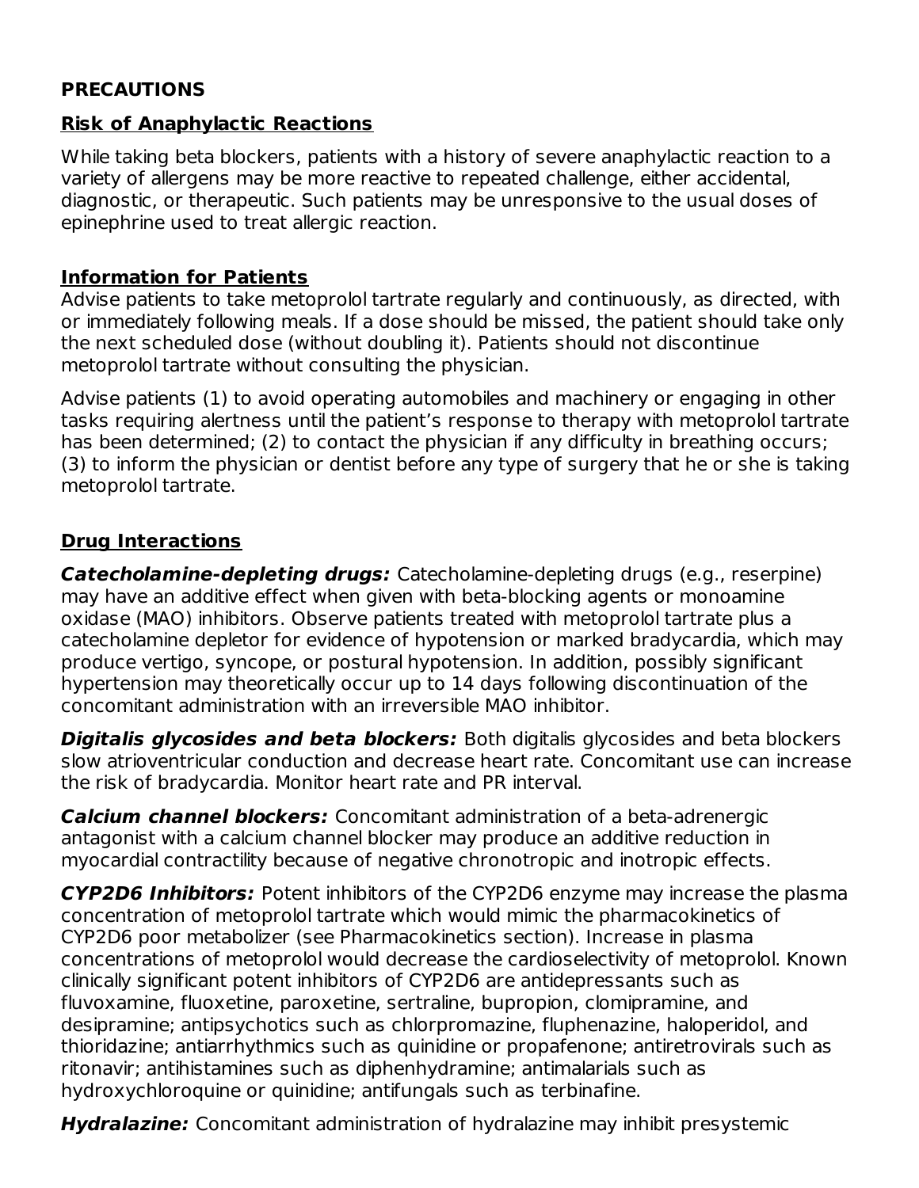## PRECAUTIONS

### Risk of Anaphylactic Reactions

While taking beta blockers, patients with a history of severe anaphylactic reaction to a variety of allergens may be more reactive to repeated challenge, either accidental, diagnostic, or therapeutic. Such patients may be unresponsive to the usual doses of epinephrine used to treat allergic reaction.

### Information for Patients

Advise patients to take metoprolol tartrate regularly and continuously, as directed, with or immediately following meals. If a dose should be missed, the patient should take only the next scheduled dose (without doubling it). Patients should not discontinue metoprolol tartrate without consulting the physician.

Advise patients (1) to avoid operating automobiles and machinery or engaging in other tasks requiring alertness until the patient's response to therapy with metoprolol tartrate has been determined; (2) to contact the physician if any difficulty in breathing occurs; (3) to inform the physician or dentist before any type of surgery that he or she is taking metoprolol tartrate.

### Drug Interactions

***Catecholamine-depleting drugs:*** Catecholamine-depleting drugs (e.g., reserpine) may have an additive effect when given with beta-blocking agents or monoamine oxidase (MAO) inhibitors. Observe patients treated with metoprolol tartrate plus a catecholamine depletor for evidence of hypotension or marked bradycardia, which may produce vertigo, syncope, or postural hypotension. In addition, possibly significant hypertension may theoretically occur up to 14 days following discontinuation of the concomitant administration with an irreversible MAO inhibitor.

***Digitalis glycosides and beta blockers:*** Both digitalis glycosides and beta blockers slow atrioventricular conduction and decrease heart rate. Concomitant use can increase the risk of bradycardia. Monitor heart rate and PR interval.

***Calcium channel blockers:*** Concomitant administration of a beta-adrenergic antagonist with a calcium channel blocker may produce an additive reduction in myocardial contractility because of negative chronotropic and inotropic effects.

***CYP2D6 Inhibitors:*** Potent inhibitors of the CYP2D6 enzyme may increase the plasma concentration of metoprolol tartrate which would mimic the pharmacokinetics of CYP2D6 poor metabolizer (see Pharmacokinetics section). Increase in plasma concentrations of metoprolol would decrease the cardioselectivity of metoprolol. Known clinically significant potent inhibitors of CYP2D6 are antidepressants such as fluvoxamine, fluoxetine, paroxetine, sertraline, bupropion, clomipramine, and desipramine; antipsychotics such as chlorpromazine, fluphenazine, haloperidol, and thioridazine; antiarrhythmics such as quinidine or propafenone; antiretrovirals such as ritonavir; antihistamines such as diphenhydramine; antimalarials such as hydroxychloroquine or quinidine; antifungals such as terbinafine.

***Hydralazine:*** Concomitant administration of hydralazine may inhibit presystemic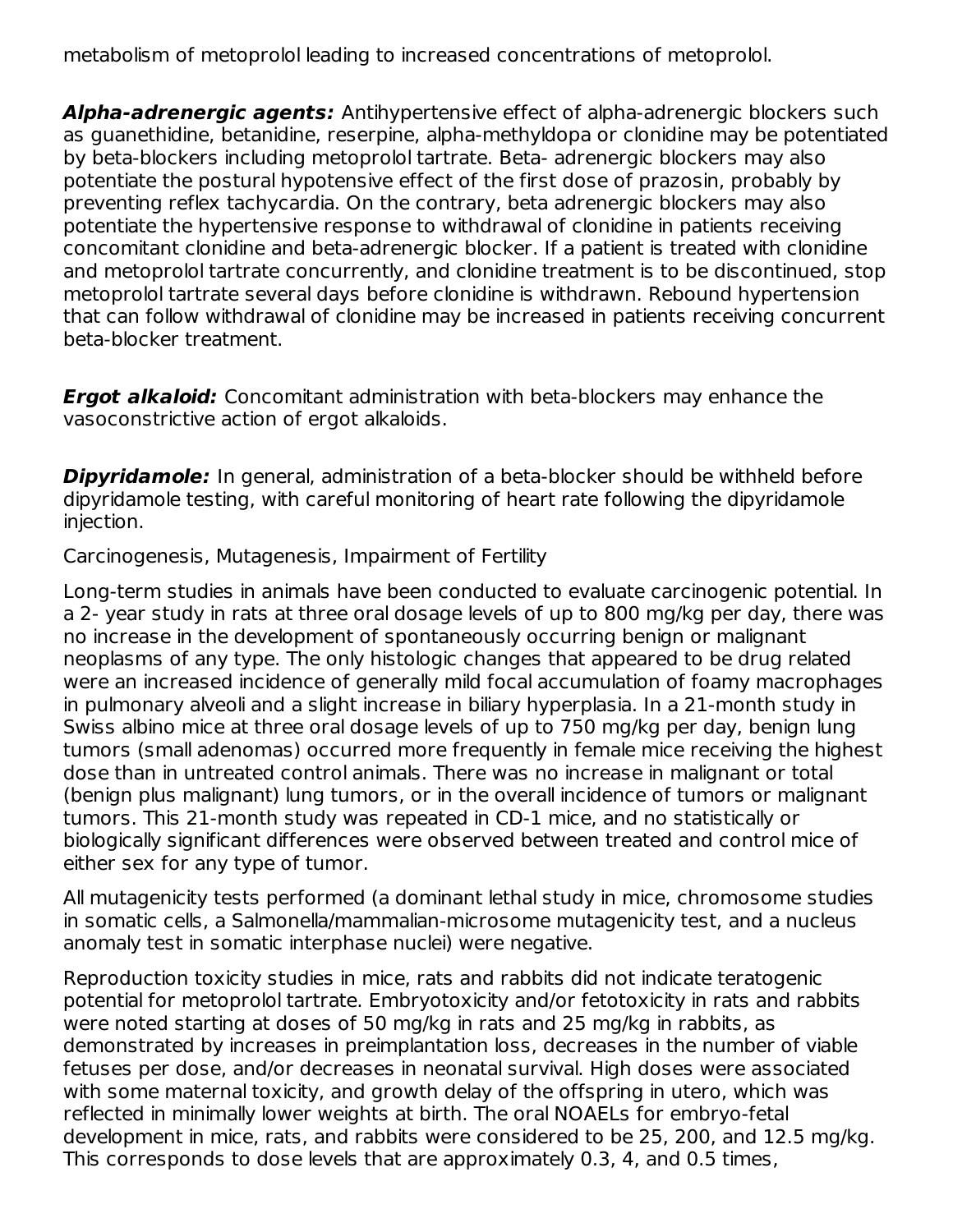metabolism of metoprolol leading to increased concentrations of metoprolol.

***Alpha-adrenergic agents:*** Antihypertensive effect of alpha-adrenergic blockers such as guanethidine, betanidine, reserpine, alpha-methyldopa or clonidine may be potentiated by beta-blockers including metoprolol tartrate. Beta- adrenergic blockers may also potentiate the postural hypotensive effect of the first dose of prazosin, probably by preventing reflex tachycardia. On the contrary, beta adrenergic blockers may also potentiate the hypertensive response to withdrawal of clonidine in patients receiving concomitant clonidine and beta-adrenergic blocker. If a patient is treated with clonidine and metoprolol tartrate concurrently, and clonidine treatment is to be discontinued, stop metoprolol tartrate several days before clonidine is withdrawn. Rebound hypertension that can follow withdrawal of clonidine may be increased in patients receiving concurrent beta-blocker treatment.

***Ergot alkaloid:*** Concomitant administration with beta-blockers may enhance the vasoconstrictive action of ergot alkaloids.

***Dipyridamole:*** In general, administration of a beta-blocker should be withheld before dipyridamole testing, with careful monitoring of heart rate following the dipyridamole injection.

Carcinogenesis, Mutagenesis, Impairment of Fertility

Long-term studies in animals have been conducted to evaluate carcinogenic potential. In a 2- year study in rats at three oral dosage levels of up to 800 mg/kg per day, there was no increase in the development of spontaneously occurring benign or malignant neoplasms of any type. The only histologic changes that appeared to be drug related were an increased incidence of generally mild focal accumulation of foamy macrophages in pulmonary alveoli and a slight increase in biliary hyperplasia. In a 21-month study in Swiss albino mice at three oral dosage levels of up to 750 mg/kg per day, benign lung tumors (small adenomas) occurred more frequently in female mice receiving the highest dose than in untreated control animals. There was no increase in malignant or total (benign plus malignant) lung tumors, or in the overall incidence of tumors or malignant tumors. This 21-month study was repeated in CD-1 mice, and no statistically or biologically significant differences were observed between treated and control mice of either sex for any type of tumor.

All mutagenicity tests performed (a dominant lethal study in mice, chromosome studies in somatic cells, a Salmonella/mammalian-microsome mutagenicity test, and a nucleus anomaly test in somatic interphase nuclei) were negative.

Reproduction toxicity studies in mice, rats and rabbits did not indicate teratogenic potential for metoprolol tartrate. Embryotoxicity and/or fetotoxicity in rats and rabbits were noted starting at doses of 50 mg/kg in rats and 25 mg/kg in rabbits, as demonstrated by increases in preimplantation loss, decreases in the number of viable fetuses per dose, and/or decreases in neonatal survival. High doses were associated with some maternal toxicity, and growth delay of the offspring in utero, which was reflected in minimally lower weights at birth. The oral NOAELs for embryo-fetal development in mice, rats, and rabbits were considered to be 25, 200, and 12.5 mg/kg. This corresponds to dose levels that are approximately 0.3, 4, and 0.5 times,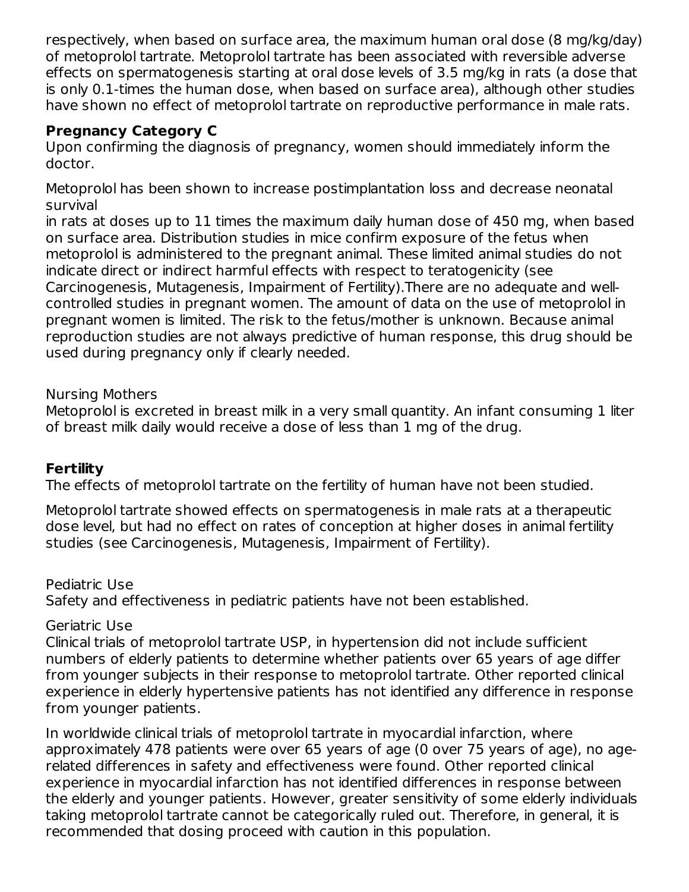respectively, when based on surface area, the maximum human oral dose (8 mg/kg/day) of metoprolol tartrate. Metoprolol tartrate has been associated with reversible adverse effects on spermatogenesis starting at oral dose levels of 3.5 mg/kg in rats (a dose that is only 0.1-times the human dose, when based on surface area), although other studies have shown no effect of metoprolol tartrate on reproductive performance in male rats.

**Pregnancy Category C**

Upon confirming the diagnosis of pregnancy, women should immediately inform the doctor.

Metoprolol has been shown to increase postimplantation loss and decrease neonatal survival
in rats at doses up to 11 times the maximum daily human dose of 450 mg, when based on surface area. Distribution studies in mice confirm exposure of the fetus when metoprolol is administered to the pregnant animal. These limited animal studies do not indicate direct or indirect harmful effects with respect to teratogenicity (see Carcinogenesis, Mutagenesis, Impairment of Fertility).There are no adequate and well-controlled studies in pregnant women. The amount of data on the use of metoprolol in pregnant women is limited. The risk to the fetus/mother is unknown. Because animal reproduction studies are not always predictive of human response, this drug should be used during pregnancy only if clearly needed.

Nursing Mothers

Metoprolol is excreted in breast milk in a very small quantity. An infant consuming 1 liter of breast milk daily would receive a dose of less than 1 mg of the drug.

**Fertility**

The effects of metoprolol tartrate on the fertility of human have not been studied.

Metoprolol tartrate showed effects on spermatogenesis in male rats at a therapeutic dose level, but had no effect on rates of conception at higher doses in animal fertility studies (see Carcinogenesis, Mutagenesis, Impairment of Fertility).

Pediatric Use

Safety and effectiveness in pediatric patients have not been established.

Geriatric Use

Clinical trials of metoprolol tartrate USP, in hypertension did not include sufficient numbers of elderly patients to determine whether patients over 65 years of age differ from younger subjects in their response to metoprolol tartrate. Other reported clinical experience in elderly hypertensive patients has not identified any difference in response from younger patients.

In worldwide clinical trials of metoprolol tartrate in myocardial infarction, where approximately 478 patients were over 65 years of age (0 over 75 years of age), no age-related differences in safety and effectiveness were found. Other reported clinical experience in myocardial infarction has not identified differences in response between the elderly and younger patients. However, greater sensitivity of some elderly individuals taking metoprolol tartrate cannot be categorically ruled out. Therefore, in general, it is recommended that dosing proceed with caution in this population.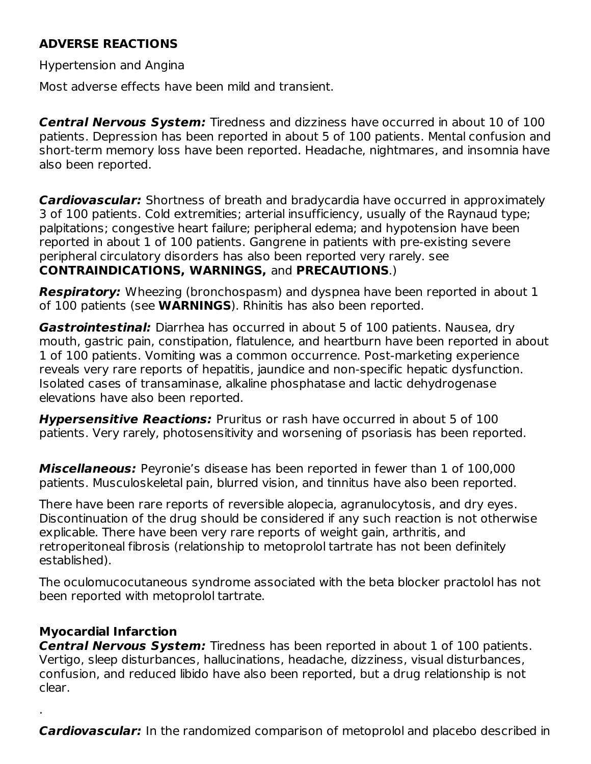## ADVERSE REACTIONS

Hypertension and Angina

Most adverse effects have been mild and transient.

***Central Nervous System:*** Tiredness and dizziness have occurred in about 10 of 100 patients. Depression has been reported in about 5 of 100 patients. Mental confusion and short-term memory loss have been reported. Headache, nightmares, and insomnia have also been reported.

***Cardiovascular:*** Shortness of breath and bradycardia have occurred in approximately 3 of 100 patients. Cold extremities; arterial insufficiency, usually of the Raynaud type; palpitations; congestive heart failure; peripheral edema; and hypotension have been reported in about 1 of 100 patients. Gangrene in patients with pre-existing severe peripheral circulatory disorders has also been reported very rarely. see **CONTRAINDICATIONS, WARNINGS,** and **PRECAUTIONS**.)

***Respiratory:*** Wheezing (bronchospasm) and dyspnea have been reported in about 1 of 100 patients (see **WARNINGS**). Rhinitis has also been reported.

***Gastrointestinal:*** Diarrhea has occurred in about 5 of 100 patients. Nausea, dry mouth, gastric pain, constipation, flatulence, and heartburn have been reported in about 1 of 100 patients. Vomiting was a common occurrence. Post-marketing experience reveals very rare reports of hepatitis, jaundice and non-specific hepatic dysfunction. Isolated cases of transaminase, alkaline phosphatase and lactic dehydrogenase elevations have also been reported.

***Hypersensitive Reactions:*** Pruritus or rash have occurred in about 5 of 100 patients. Very rarely, photosensitivity and worsening of psoriasis has been reported.

***Miscellaneous:*** Peyronie's disease has been reported in fewer than 1 of 100,000 patients. Musculoskeletal pain, blurred vision, and tinnitus have also been reported.

There have been rare reports of reversible alopecia, agranulocytosis, and dry eyes. Discontinuation of the drug should be considered if any such reaction is not otherwise explicable. There have been very rare reports of weight gain, arthritis, and retroperitoneal fibrosis (relationship to metoprolol tartrate has not been definitely established).

The oculomucocutaneous syndrome associated with the beta blocker practolol has not been reported with metoprolol tartrate.

### Myocardial Infarction

***Central Nervous System:*** Tiredness has been reported in about 1 of 100 patients. Vertigo, sleep disturbances, hallucinations, headache, dizziness, visual disturbances, confusion, and reduced libido have also been reported, but a drug relationship is not clear.

.

***Cardiovascular:*** In the randomized comparison of metoprolol and placebo described in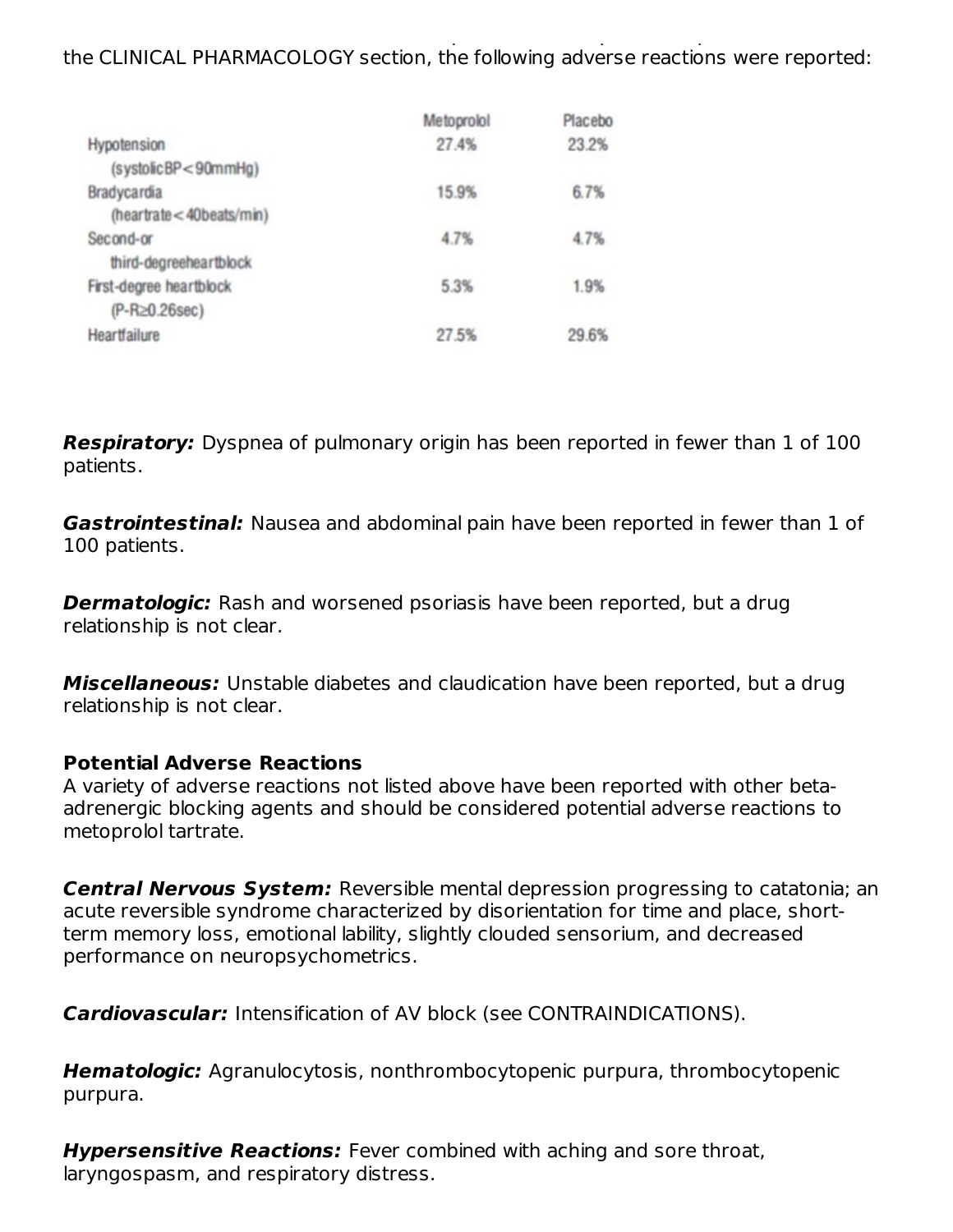the CLINICAL PHARMACOLOGY section, the following adverse reactions were reported:

| | Metoprolol | Placebo |
|---|---|---|
| Hypotension (systolic BP < 90 mmHg) | 27.4% | 23.2% |
| Bradycardia (heart rate < 40 beats/min) | 15.9% | 6.7% |
| Second- or third-degree heart block | 4.7% | 4.7% |
| First-degree heart block (P-R ≥ 0.26 sec) | 5.3% | 1.9% |
| Heart failure | 27.5% | 29.6% |

***Respiratory:*** Dyspnea of pulmonary origin has been reported in fewer than 1 of 100 patients.

***Gastrointestinal:*** Nausea and abdominal pain have been reported in fewer than 1 of 100 patients.

***Dermatologic:*** Rash and worsened psoriasis have been reported, but a drug relationship is not clear.

***Miscellaneous:*** Unstable diabetes and claudication have been reported, but a drug relationship is not clear.

**Potential Adverse Reactions**

A variety of adverse reactions not listed above have been reported with other beta-adrenergic blocking agents and should be considered potential adverse reactions to metoprolol tartrate.

***Central Nervous System:*** Reversible mental depression progressing to catatonia; an acute reversible syndrome characterized by disorientation for time and place, short-term memory loss, emotional lability, slightly clouded sensorium, and decreased performance on neuropsychometrics.

***Cardiovascular:*** Intensification of AV block (see CONTRAINDICATIONS).

***Hematologic:*** Agranulocytosis, nonthrombocytopenic purpura, thrombocytopenic purpura.

***Hypersensitive Reactions:*** Fever combined with aching and sore throat, laryngospasm, and respiratory distress.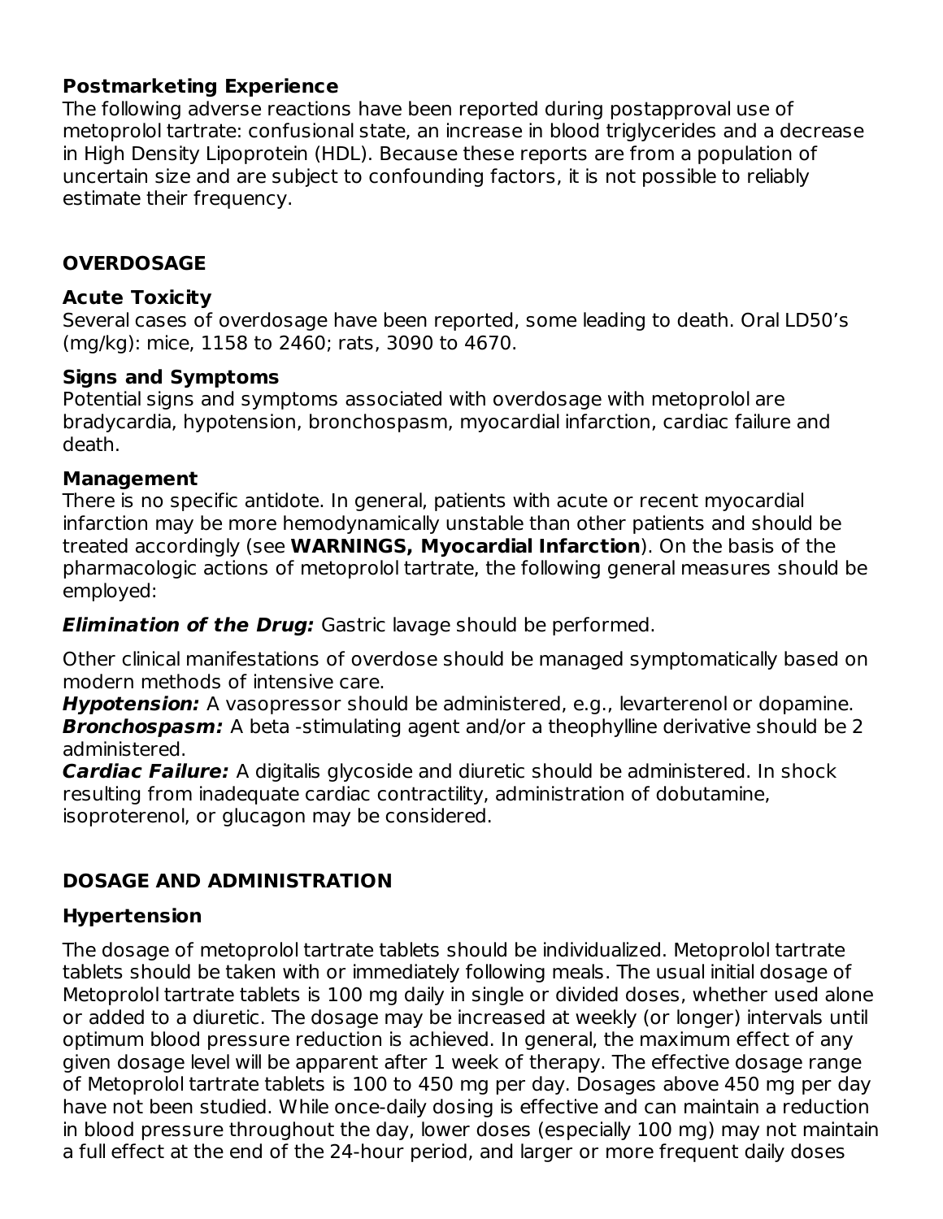### Postmarketing Experience

The following adverse reactions have been reported during postapproval use of metoprolol tartrate: confusional state, an increase in blood triglycerides and a decrease in High Density Lipoprotein (HDL). Because these reports are from a population of uncertain size and are subject to confounding factors, it is not possible to reliably estimate their frequency.

## OVERDOSAGE

### Acute Toxicity

Several cases of overdosage have been reported, some leading to death. Oral LD50's (mg/kg): mice, 1158 to 2460; rats, 3090 to 4670.

### Signs and Symptoms

Potential signs and symptoms associated with overdosage with metoprolol are bradycardia, hypotension, bronchospasm, myocardial infarction, cardiac failure and death.

### Management

There is no specific antidote. In general, patients with acute or recent myocardial infarction may be more hemodynamically unstable than other patients and should be treated accordingly (see **WARNINGS, Myocardial Infarction**). On the basis of the pharmacologic actions of metoprolol tartrate, the following general measures should be employed:

***Elimination of the Drug:*** Gastric lavage should be performed.

Other clinical manifestations of overdose should be managed symptomatically based on modern methods of intensive care.
***Hypotension:*** A vasopressor should be administered, e.g., levarterenol or dopamine.
***Bronchospasm:*** A beta -stimulating agent and/or a theophylline derivative should be 2 administered.
***Cardiac Failure:*** A digitalis glycoside and diuretic should be administered. In shock resulting from inadequate cardiac contractility, administration of dobutamine, isoproterenol, or glucagon may be considered.

## DOSAGE AND ADMINISTRATION

### Hypertension

The dosage of metoprolol tartrate tablets should be individualized. Metoprolol tartrate tablets should be taken with or immediately following meals. The usual initial dosage of Metoprolol tartrate tablets is 100 mg daily in single or divided doses, whether used alone or added to a diuretic. The dosage may be increased at weekly (or longer) intervals until optimum blood pressure reduction is achieved. In general, the maximum effect of any given dosage level will be apparent after 1 week of therapy. The effective dosage range of Metoprolol tartrate tablets is 100 to 450 mg per day. Dosages above 450 mg per day have not been studied. While once-daily dosing is effective and can maintain a reduction in blood pressure throughout the day, lower doses (especially 100 mg) may not maintain a full effect at the end of the 24-hour period, and larger or more frequent daily doses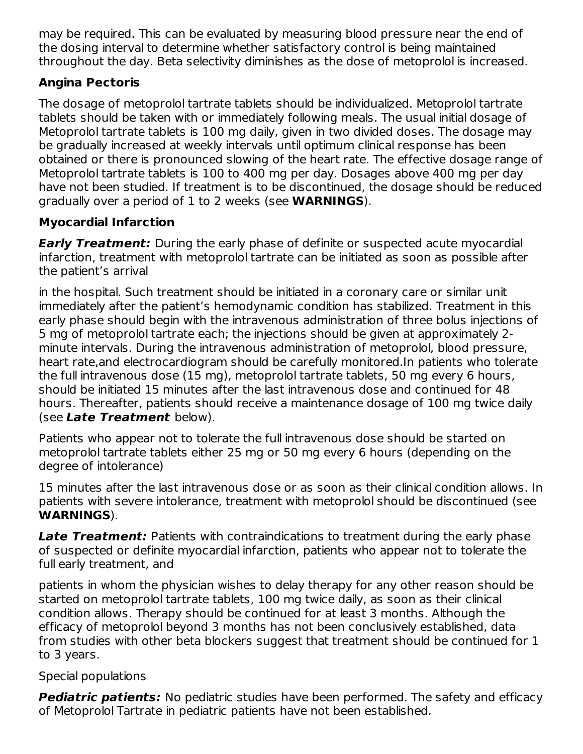may be required. This can be evaluated by measuring blood pressure near the end of the dosing interval to determine whether satisfactory control is being maintained throughout the day. Beta selectivity diminishes as the dose of metoprolol is increased.

### Angina Pectoris

The dosage of metoprolol tartrate tablets should be individualized. Metoprolol tartrate tablets should be taken with or immediately following meals. The usual initial dosage of Metoprolol tartrate tablets is 100 mg daily, given in two divided doses. The dosage may be gradually increased at weekly intervals until optimum clinical response has been obtained or there is pronounced slowing of the heart rate. The effective dosage range of Metoprolol tartrate tablets is 100 to 400 mg per day. Dosages above 400 mg per day have not been studied. If treatment is to be discontinued, the dosage should be reduced gradually over a period of 1 to 2 weeks (see **WARNINGS**).

### Myocardial Infarction

***Early Treatment:*** During the early phase of definite or suspected acute myocardial infarction, treatment with metoprolol tartrate can be initiated as soon as possible after the patient's arrival in the hospital. Such treatment should be initiated in a coronary care or similar unit immediately after the patient's hemodynamic condition has stabilized. Treatment in this early phase should begin with the intravenous administration of three bolus injections of 5 mg of metoprolol tartrate each; the injections should be given at approximately 2-minute intervals. During the intravenous administration of metoprolol, blood pressure, heart rate,and electrocardiogram should be carefully monitored.In patients who tolerate the full intravenous dose (15 mg), metoprolol tartrate tablets, 50 mg every 6 hours, should be initiated 15 minutes after the last intravenous dose and continued for 48 hours. Thereafter, patients should receive a maintenance dosage of 100 mg twice daily (see ***Late Treatment*** below).

Patients who appear not to tolerate the full intravenous dose should be started on metoprolol tartrate tablets either 25 mg or 50 mg every 6 hours (depending on the degree of intolerance) 15 minutes after the last intravenous dose or as soon as their clinical condition allows. In patients with severe intolerance, treatment with metoprolol should be discontinued (see **WARNINGS**).

***Late Treatment:*** Patients with contraindications to treatment during the early phase of suspected or definite myocardial infarction, patients who appear not to tolerate the full early treatment, and patients in whom the physician wishes to delay therapy for any other reason should be started on metoprolol tartrate tablets, 100 mg twice daily, as soon as their clinical condition allows. Therapy should be continued for at least 3 months. Although the efficacy of metoprolol beyond 3 months has not been conclusively established, data from studies with other beta blockers suggest that treatment should be continued for 1 to 3 years.

Special populations

***Pediatric patients:*** No pediatric studies have been performed. The safety and efficacy of Metoprolol Tartrate in pediatric patients have not been established.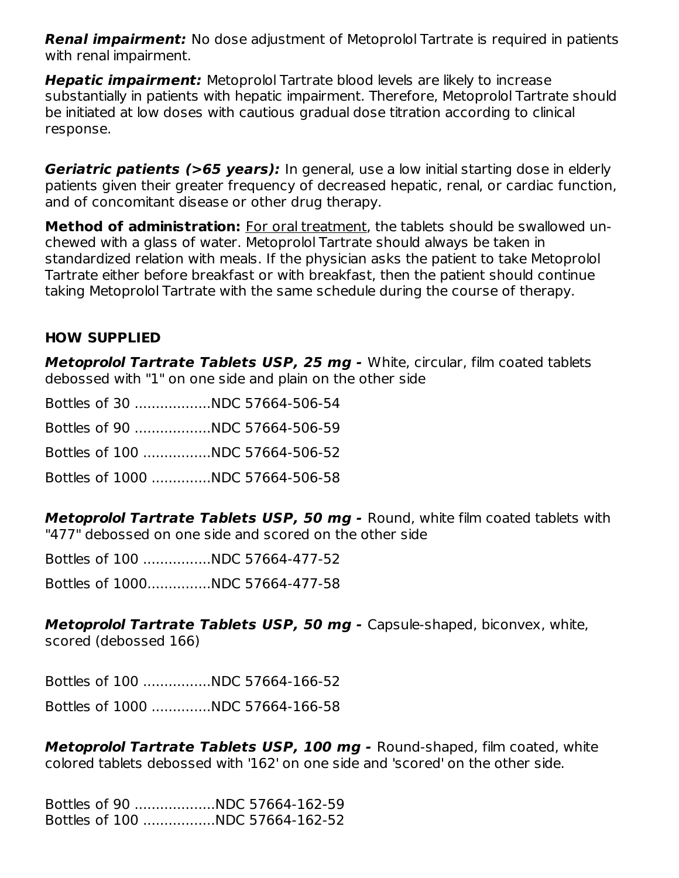***Renal impairment:*** No dose adjustment of Metoprolol Tartrate is required in patients with renal impairment.

***Hepatic impairment:*** Metoprolol Tartrate blood levels are likely to increase substantially in patients with hepatic impairment. Therefore, Metoprolol Tartrate should be initiated at low doses with cautious gradual dose titration according to clinical response.

***Geriatric patients (>65 years):*** In general, use a low initial starting dose in elderly patients given their greater frequency of decreased hepatic, renal, or cardiac function, and of concomitant disease or other drug therapy.

**Method of administration:** For oral treatment, the tablets should be swallowed un-chewed with a glass of water. Metoprolol Tartrate should always be taken in standardized relation with meals. If the physician asks the patient to take Metoprolol Tartrate either before breakfast or with breakfast, then the patient should continue taking Metoprolol Tartrate with the same schedule during the course of therapy.

## HOW SUPPLIED

***Metoprolol Tartrate Tablets USP, 25 mg -*** White, circular, film coated tablets debossed with "1" on one side and plain on the other side

Bottles of 30 ..................NDC 57664-506-54

Bottles of 90 ..................NDC 57664-506-59

Bottles of 100 ................NDC 57664-506-52

Bottles of 1000 ..............NDC 57664-506-58

***Metoprolol Tartrate Tablets USP, 50 mg -*** Round, white film coated tablets with "477" debossed on one side and scored on the other side

Bottles of 100 ................NDC 57664-477-52

Bottles of 1000...............NDC 57664-477-58

***Metoprolol Tartrate Tablets USP, 50 mg -*** Capsule-shaped, biconvex, white, scored (debossed 166)

Bottles of 100 ................NDC 57664-166-52

Bottles of 1000 ..............NDC 57664-166-58

***Metoprolol Tartrate Tablets USP, 100 mg -*** Round-shaped, film coated, white colored tablets debossed with '162' on one side and 'scored' on the other side.

Bottles of 90 ...................NDC 57664-162-59
Bottles of 100 .................NDC 57664-162-52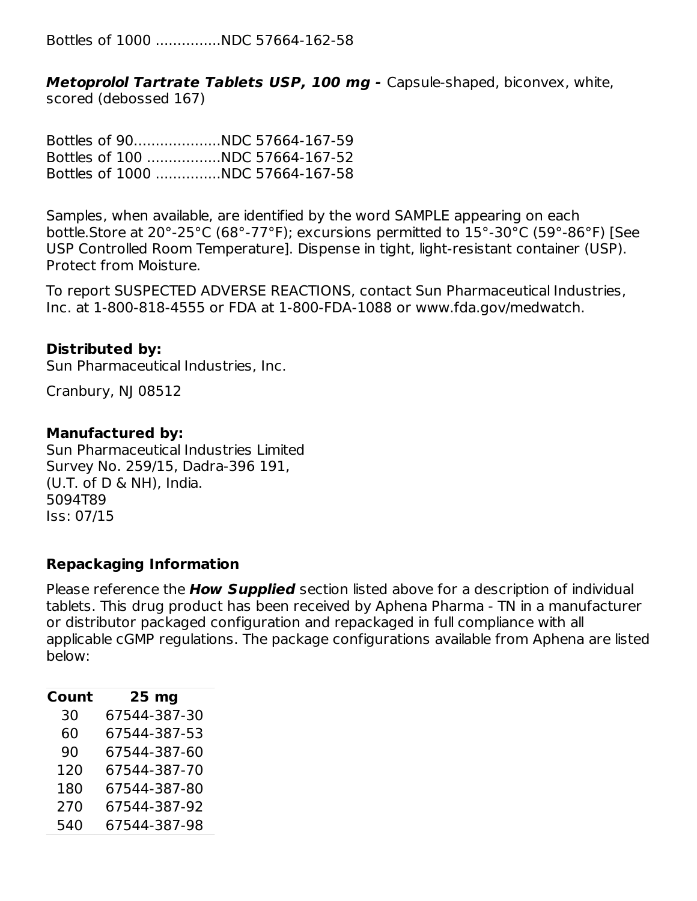Bottles of 1000 ...............NDC 57664-162-58

***Metoprolol Tartrate Tablets USP, 100 mg -*** Capsule-shaped, biconvex, white, scored (debossed 167)

Bottles of 90....................NDC 57664-167-59
Bottles of 100 .................NDC 57664-167-52
Bottles of 1000 ...............NDC 57664-167-58

Samples, when available, are identified by the word SAMPLE appearing on each bottle.Store at 20°-25°C (68°-77°F); excursions permitted to 15°-30°C (59°-86°F) [See USP Controlled Room Temperature]. Dispense in tight, light-resistant container (USP). Protect from Moisture.

To report SUSPECTED ADVERSE REACTIONS, contact Sun Pharmaceutical Industries, Inc. at 1-800-818-4555 or FDA at 1-800-FDA-1088 or www.fda.gov/medwatch.

**Distributed by:**
Sun Pharmaceutical Industries, Inc.

Cranbury, NJ 08512

**Manufactured by:**
Sun Pharmaceutical Industries Limited
Survey No. 259/15, Dadra-396 191,
(U.T. of D & NH), India.
5094T89
Iss: 07/15

**Repackaging Information**

Please reference the ***How Supplied*** section listed above for a description of individual tablets. This drug product has been received by Aphena Pharma - TN in a manufacturer or distributor packaged configuration and repackaged in full compliance with all applicable cGMP regulations. The package configurations available from Aphena are listed below:

| Count | 25 mg |
|---|---|
| 30 | 67544-387-30 |
| 60 | 67544-387-53 |
| 90 | 67544-387-60 |
| 120 | 67544-387-70 |
| 180 | 67544-387-80 |
| 270 | 67544-387-92 |
| 540 | 67544-387-98 |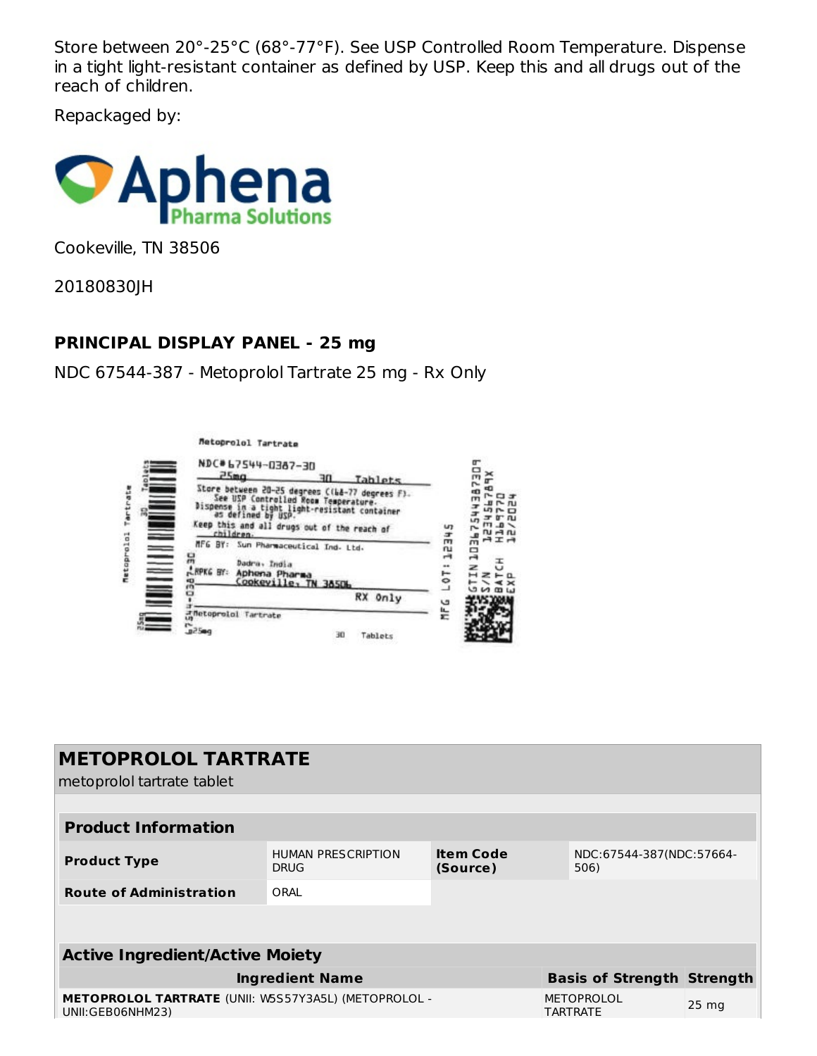Store between 20°-25°C (68°-77°F). See USP Controlled Room Temperature. Dispense in a tight light-resistant container as defined by USP. Keep this and all drugs out of the reach of children.

Repackaged by:

Aphena Pharma Solutions

Cookeville, TN 38506

20180830JH

## PRINCIPAL DISPLAY PANEL - 25 mg

NDC 67544-387 - Metoprolol Tartrate 25 mg - Rx Only

Metoprolol Tartrate

NDC# 67544-0387-30

25mg 30 Tablets

Store between 20-25 degrees C(68-77 degrees F). See USP Controlled Room Temperature. Dispense in a tight light-resistant container as defined by USP.

Keep this and all drugs out of the reach of children.

MFG BY: Sun Pharmaceutical Ind. Ltd. Dadra, India

RPKG BY: Aphena Pharma Cookeville, TN 38506

RX Only

Metoprolol Tartrate 25mg 30 Tablets

MFG LOT: 12345

GTIN 10367544387309

S/N 123456789X

BATCH H169770

EXP 12/2024

## METOPROLOL TARTRATE

metoprolol tartrate tablet

| Product Information | | | |
|---|---|---|---|
| **Product Type** | HUMAN PRESCRIPTION DRUG | **Item Code (Source)** | NDC:67544-387(NDC:57664-506) |
| **Route of Administration** | ORAL | | |

| Active Ingredient/Active Moiety | | |
|---|---|---|
| **Ingredient Name** | **Basis of Strength** | **Strength** |
| **METOPROLOL TARTRATE** (UNII: W5S57Y3A5L) (METOPROLOL - UNII:GEB06NHM23) | METOPROLOL TARTRATE | 25 mg |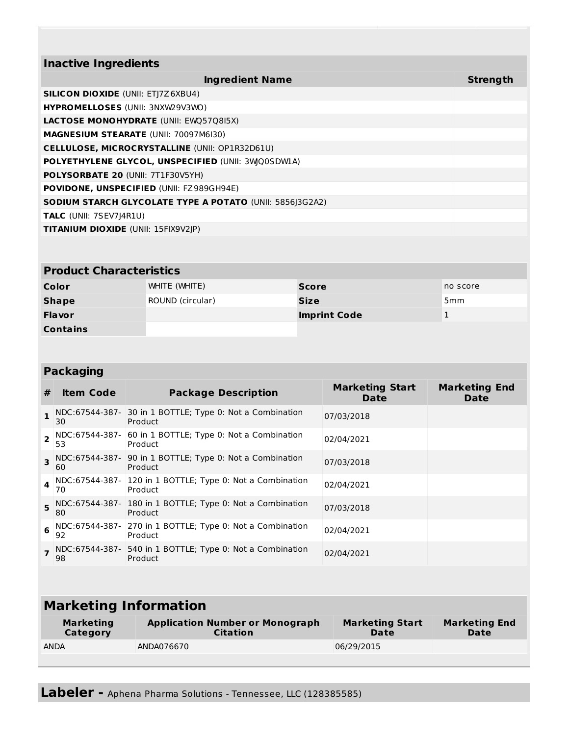## Inactive Ingredients

| Ingredient Name | Strength |
|---|---|
| **SILICON DIOXIDE** (UNII: ETJ7Z6XBU4) | |
| **HYPROMELLOSES** (UNII: 3NXW29V3WO) | |
| **LACTOSE MONOHYDRATE** (UNII: EWQ57Q8I5X) | |
| **MAGNESIUM STEARATE** (UNII: 70097M6I30) | |
| **CELLULOSE, MICROCRYSTALLINE** (UNII: OP1R32D61U) | |
| **POLYETHYLENE GLYCOL, UNSPECIFIED** (UNII: 3WJQ0SDW1A) | |
| **POLYSORBATE 20** (UNII: 7T1F30V5YH) | |
| **POVIDONE, UNSPECIFIED** (UNII: FZ989GH94E) | |
| **SODIUM STARCH GLYCOLATE TYPE A POTATO** (UNII: 5856J3G2A2) | |
| **TALC** (UNII: 7SEV7J4R1U) | |
| **TITANIUM DIOXIDE** (UNII: 15FIX9V2JP) | |

## Product Characteristics

| | | | |
|---|---|---|---|
| **Color** | WHITE (WHITE) | **Score** | no score |
| **Shape** | ROUND (circular) | **Size** | 5mm |
| **Flavor** | | **Imprint Code** | 1 |
| **Contains** | | | |

## Packaging

| # | Item Code | Package Description | Marketing Start Date | Marketing End Date |
|---|---|---|---|---|
| 1 | NDC:67544-387-30 | 30 in 1 BOTTLE; Type 0: Not a Combination Product | 07/03/2018 | |
| 2 | NDC:67544-387-53 | 60 in 1 BOTTLE; Type 0: Not a Combination Product | 02/04/2021 | |
| 3 | NDC:67544-387-60 | 90 in 1 BOTTLE; Type 0: Not a Combination Product | 07/03/2018 | |
| 4 | NDC:67544-387-70 | 120 in 1 BOTTLE; Type 0: Not a Combination Product | 02/04/2021 | |
| 5 | NDC:67544-387-80 | 180 in 1 BOTTLE; Type 0: Not a Combination Product | 07/03/2018 | |
| 6 | NDC:67544-387-92 | 270 in 1 BOTTLE; Type 0: Not a Combination Product | 02/04/2021 | |
| 7 | NDC:67544-387-98 | 540 in 1 BOTTLE; Type 0: Not a Combination Product | 02/04/2021 | |

## Marketing Information

| Marketing Category | Application Number or Monograph Citation | Marketing Start Date | Marketing End Date |
|---|---|---|---|
| ANDA | ANDA076670 | 06/29/2015 | |

**Labeler -** Aphena Pharma Solutions - Tennessee, LLC (128385585)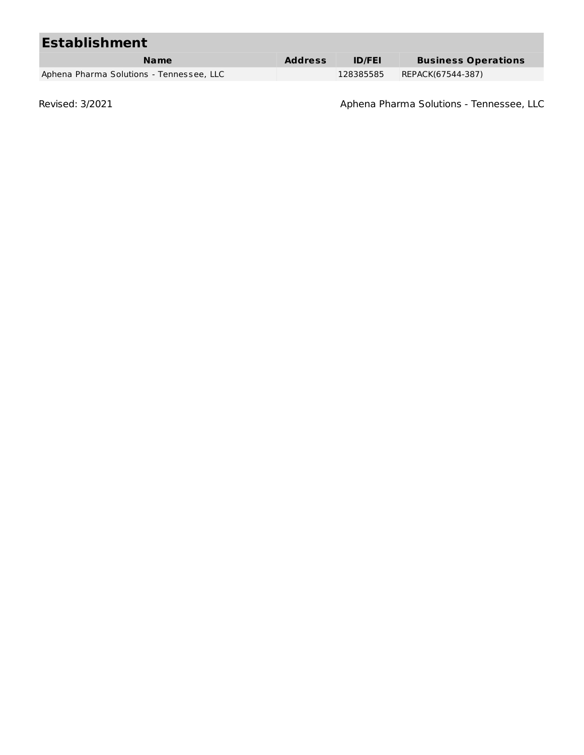## Establishment

| Name | Address | ID/FEI | Business Operations |
| --- | --- | --- | --- |
| Aphena Pharma Solutions - Tennessee, LLC | | 128385585 | REPACK(67544-387) |

Revised: 3/2021

Aphena Pharma Solutions - Tennessee, LLC